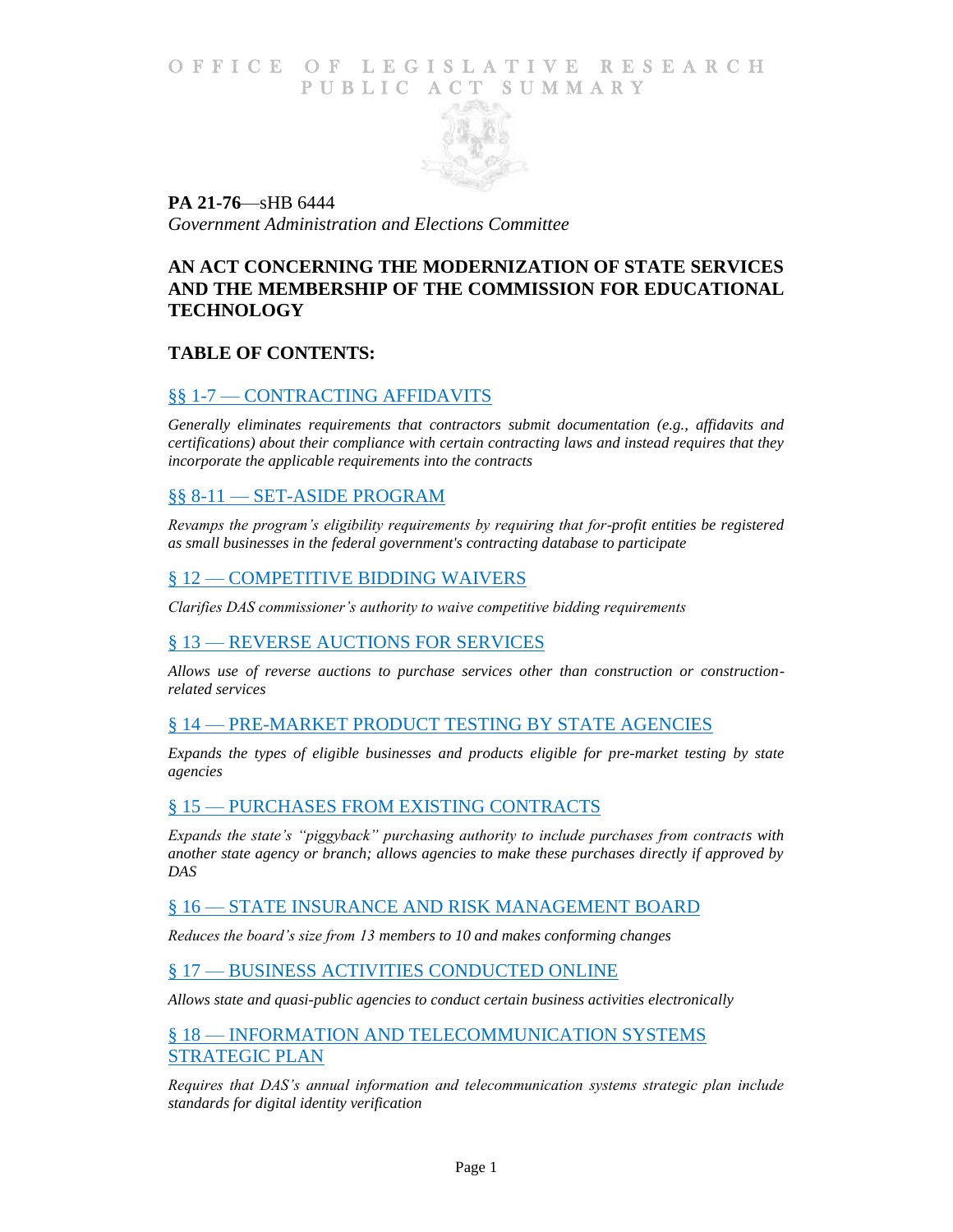# OFFICE OF LEGISLATIVE RESEARCH PUBLIC ACT SUMMARY

**PA 21-76**—sHB 6444
*Government Administration and Elections Committee*

## AN ACT CONCERNING THE MODERNIZATION OF STATE SERVICES AND THE MEMBERSHIP OF THE COMMISSION FOR EDUCATIONAL TECHNOLOGY

## TABLE OF CONTENTS:

### §§ 1-7 — CONTRACTING AFFIDAVITS

*Generally eliminates requirements that contractors submit documentation (e.g., affidavits and certifications) about their compliance with certain contracting laws and instead requires that they incorporate the applicable requirements into the contracts*

### §§ 8-11 — SET-ASIDE PROGRAM

*Revamps the program's eligibility requirements by requiring that for-profit entities be registered as small businesses in the federal government's contracting database to participate*

### § 12 — COMPETITIVE BIDDING WAIVERS

*Clarifies DAS commissioner's authority to waive competitive bidding requirements*

### § 13 — REVERSE AUCTIONS FOR SERVICES

*Allows use of reverse auctions to purchase services other than construction or construction-related services*

### § 14 — PRE-MARKET PRODUCT TESTING BY STATE AGENCIES

*Expands the types of eligible businesses and products eligible for pre-market testing by state agencies*

### § 15 — PURCHASES FROM EXISTING CONTRACTS

*Expands the state's "piggyback" purchasing authority to include purchases from contracts with another state agency or branch; allows agencies to make these purchases directly if approved by DAS*

### § 16 — STATE INSURANCE AND RISK MANAGEMENT BOARD

*Reduces the board's size from 13 members to 10 and makes conforming changes*

### § 17 — BUSINESS ACTIVITIES CONDUCTED ONLINE

*Allows state and quasi-public agencies to conduct certain business activities electronically*

### § 18 — INFORMATION AND TELECOMMUNICATION SYSTEMS STRATEGIC PLAN

*Requires that DAS's annual information and telecommunication systems strategic plan include standards for digital identity verification*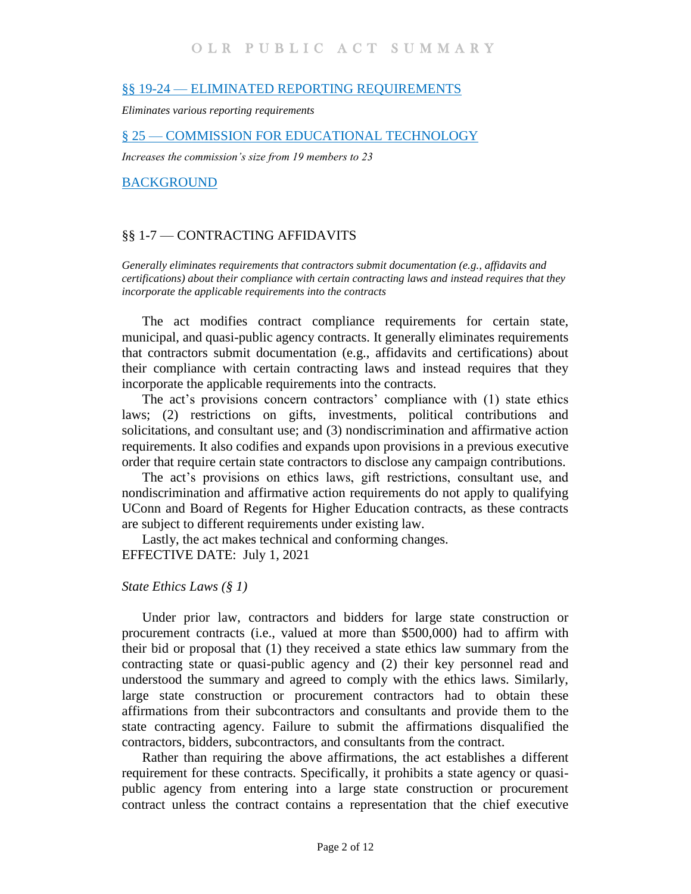[§§ 19-24 — ELIMINATED REPORTING REQUIREMENTS]

*Eliminates various reporting requirements*

[§ 25 — COMMISSION FOR EDUCATIONAL TECHNOLOGY]

*Increases the commission's size from 19 members to 23*

[BACKGROUND]

## §§ 1-7 — CONTRACTING AFFIDAVITS

*Generally eliminates requirements that contractors submit documentation (e.g., affidavits and certifications) about their compliance with certain contracting laws and instead requires that they incorporate the applicable requirements into the contracts*

The act modifies contract compliance requirements for certain state, municipal, and quasi-public agency contracts. It generally eliminates requirements that contractors submit documentation (e.g., affidavits and certifications) about their compliance with certain contracting laws and instead requires that they incorporate the applicable requirements into the contracts.

The act's provisions concern contractors' compliance with (1) state ethics laws; (2) restrictions on gifts, investments, political contributions and solicitations, and consultant use; and (3) nondiscrimination and affirmative action requirements. It also codifies and expands upon provisions in a previous executive order that require certain state contractors to disclose any campaign contributions.

The act's provisions on ethics laws, gift restrictions, consultant use, and nondiscrimination and affirmative action requirements do not apply to qualifying UConn and Board of Regents for Higher Education contracts, as these contracts are subject to different requirements under existing law.

Lastly, the act makes technical and conforming changes.

EFFECTIVE DATE: July 1, 2021

### *State Ethics Laws (§ 1)*

Under prior law, contractors and bidders for large state construction or procurement contracts (i.e., valued at more than $500,000) had to affirm with their bid or proposal that (1) they received a state ethics law summary from the contracting state or quasi-public agency and (2) their key personnel read and understood the summary and agreed to comply with the ethics laws. Similarly, large state construction or procurement contractors had to obtain these affirmations from their subcontractors and consultants and provide them to the state contracting agency. Failure to submit the affirmations disqualified the contractors, bidders, subcontractors, and consultants from the contract.

Rather than requiring the above affirmations, the act establishes a different requirement for these contracts. Specifically, it prohibits a state agency or quasi-public agency from entering into a large state construction or procurement contract unless the contract contains a representation that the chief executive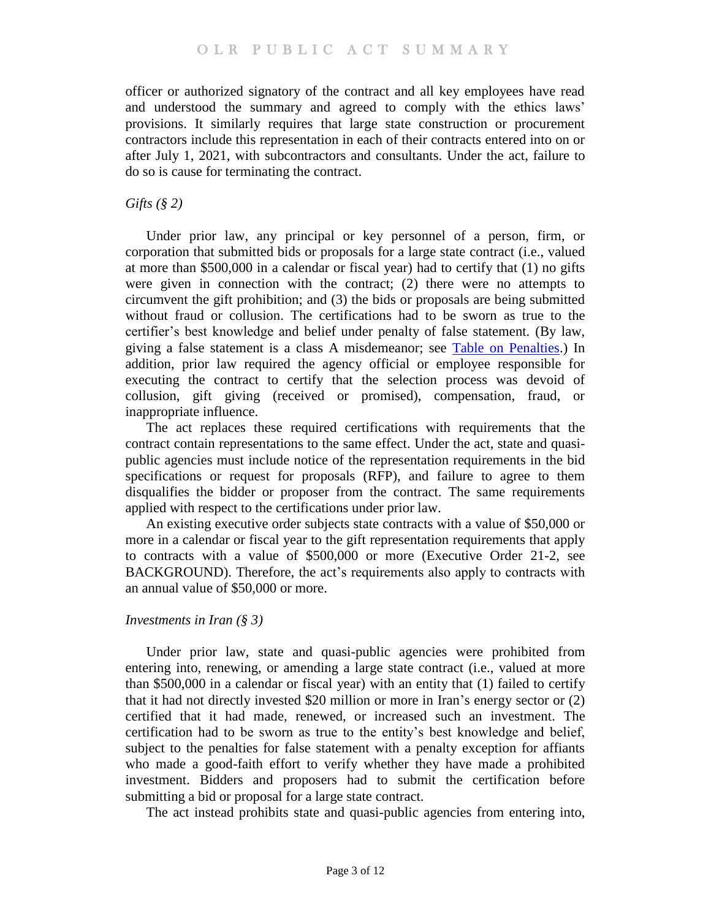officer or authorized signatory of the contract and all key employees have read and understood the summary and agreed to comply with the ethics laws' provisions. It similarly requires that large state construction or procurement contractors include this representation in each of their contracts entered into on or after July 1, 2021, with subcontractors and consultants. Under the act, failure to do so is cause for terminating the contract.

*Gifts (§ 2)*

Under prior law, any principal or key personnel of a person, firm, or corporation that submitted bids or proposals for a large state contract (i.e., valued at more than $500,000 in a calendar or fiscal year) had to certify that (1) no gifts were given in connection with the contract; (2) there were no attempts to circumvent the gift prohibition; and (3) the bids or proposals are being submitted without fraud or collusion. The certifications had to be sworn as true to the certifier's best knowledge and belief under penalty of false statement. (By law, giving a false statement is a class A misdemeanor; see [Table on Penalties](Table on Penalties).) In addition, prior law required the agency official or employee responsible for executing the contract to certify that the selection process was devoid of collusion, gift giving (received or promised), compensation, fraud, or inappropriate influence.

The act replaces these required certifications with requirements that the contract contain representations to the same effect. Under the act, state and quasi-public agencies must include notice of the representation requirements in the bid specifications or request for proposals (RFP), and failure to agree to them disqualifies the bidder or proposer from the contract. The same requirements applied with respect to the certifications under prior law.

An existing executive order subjects state contracts with a value of $50,000 or more in a calendar or fiscal year to the gift representation requirements that apply to contracts with a value of $500,000 or more (Executive Order 21-2, see BACKGROUND). Therefore, the act's requirements also apply to contracts with an annual value of $50,000 or more.

*Investments in Iran (§ 3)*

Under prior law, state and quasi-public agencies were prohibited from entering into, renewing, or amending a large state contract (i.e., valued at more than $500,000 in a calendar or fiscal year) with an entity that (1) failed to certify that it had not directly invested $20 million or more in Iran's energy sector or (2) certified that it had made, renewed, or increased such an investment. The certification had to be sworn as true to the entity's best knowledge and belief, subject to the penalties for false statement with a penalty exception for affiants who made a good-faith effort to verify whether they have made a prohibited investment. Bidders and proposers had to submit the certification before submitting a bid or proposal for a large state contract.

The act instead prohibits state and quasi-public agencies from entering into,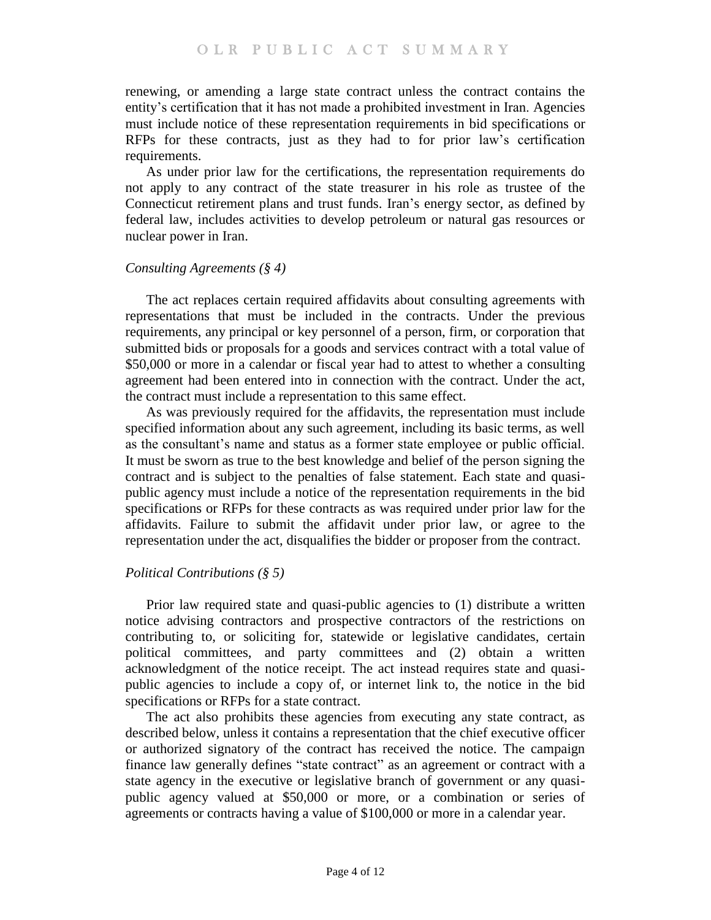renewing, or amending a large state contract unless the contract contains the entity's certification that it has not made a prohibited investment in Iran. Agencies must include notice of these representation requirements in bid specifications or RFPs for these contracts, just as they had to for prior law's certification requirements.

As under prior law for the certifications, the representation requirements do not apply to any contract of the state treasurer in his role as trustee of the Connecticut retirement plans and trust funds. Iran's energy sector, as defined by federal law, includes activities to develop petroleum or natural gas resources or nuclear power in Iran.

*Consulting Agreements (§ 4)*

The act replaces certain required affidavits about consulting agreements with representations that must be included in the contracts. Under the previous requirements, any principal or key personnel of a person, firm, or corporation that submitted bids or proposals for a goods and services contract with a total value of \$50,000 or more in a calendar or fiscal year had to attest to whether a consulting agreement had been entered into in connection with the contract. Under the act, the contract must include a representation to this same effect.

As was previously required for the affidavits, the representation must include specified information about any such agreement, including its basic terms, as well as the consultant's name and status as a former state employee or public official. It must be sworn as true to the best knowledge and belief of the person signing the contract and is subject to the penalties of false statement. Each state and quasi-public agency must include a notice of the representation requirements in the bid specifications or RFPs for these contracts as was required under prior law for the affidavits. Failure to submit the affidavit under prior law, or agree to the representation under the act, disqualifies the bidder or proposer from the contract.

*Political Contributions (§ 5)*

Prior law required state and quasi-public agencies to (1) distribute a written notice advising contractors and prospective contractors of the restrictions on contributing to, or soliciting for, statewide or legislative candidates, certain political committees, and party committees and (2) obtain a written acknowledgment of the notice receipt. The act instead requires state and quasi-public agencies to include a copy of, or internet link to, the notice in the bid specifications or RFPs for a state contract.

The act also prohibits these agencies from executing any state contract, as described below, unless it contains a representation that the chief executive officer or authorized signatory of the contract has received the notice. The campaign finance law generally defines "state contract" as an agreement or contract with a state agency in the executive or legislative branch of government or any quasi-public agency valued at \$50,000 or more, or a combination or series of agreements or contracts having a value of \$100,000 or more in a calendar year.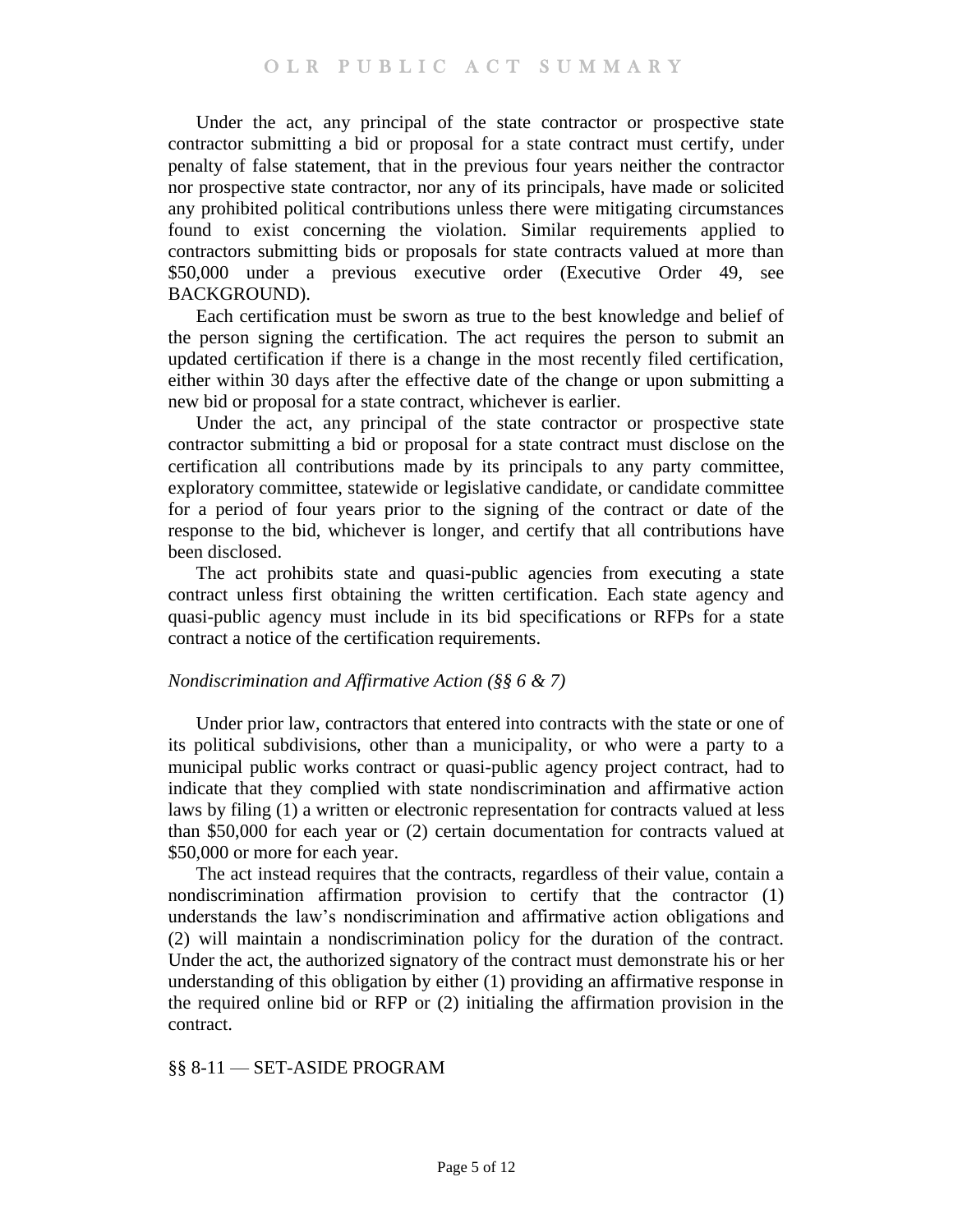Under the act, any principal of the state contractor or prospective state contractor submitting a bid or proposal for a state contract must certify, under penalty of false statement, that in the previous four years neither the contractor nor prospective state contractor, nor any of its principals, have made or solicited any prohibited political contributions unless there were mitigating circumstances found to exist concerning the violation. Similar requirements applied to contractors submitting bids or proposals for state contracts valued at more than $50,000 under a previous executive order (Executive Order 49, see BACKGROUND).

Each certification must be sworn as true to the best knowledge and belief of the person signing the certification. The act requires the person to submit an updated certification if there is a change in the most recently filed certification, either within 30 days after the effective date of the change or upon submitting a new bid or proposal for a state contract, whichever is earlier.

Under the act, any principal of the state contractor or prospective state contractor submitting a bid or proposal for a state contract must disclose on the certification all contributions made by its principals to any party committee, exploratory committee, statewide or legislative candidate, or candidate committee for a period of four years prior to the signing of the contract or date of the response to the bid, whichever is longer, and certify that all contributions have been disclosed.

The act prohibits state and quasi-public agencies from executing a state contract unless first obtaining the written certification. Each state agency and quasi-public agency must include in its bid specifications or RFPs for a state contract a notice of the certification requirements.

*Nondiscrimination and Affirmative Action (§§ 6 & 7)*

Under prior law, contractors that entered into contracts with the state or one of its political subdivisions, other than a municipality, or who were a party to a municipal public works contract or quasi-public agency project contract, had to indicate that they complied with state nondiscrimination and affirmative action laws by filing (1) a written or electronic representation for contracts valued at less than $50,000 for each year or (2) certain documentation for contracts valued at $50,000 or more for each year.

The act instead requires that the contracts, regardless of their value, contain a nondiscrimination affirmation provision to certify that the contractor (1) understands the law's nondiscrimination and affirmative action obligations and (2) will maintain a nondiscrimination policy for the duration of the contract. Under the act, the authorized signatory of the contract must demonstrate his or her understanding of this obligation by either (1) providing an affirmative response in the required online bid or RFP or (2) initialing the affirmation provision in the contract.

## §§ 8-11 — SET-ASIDE PROGRAM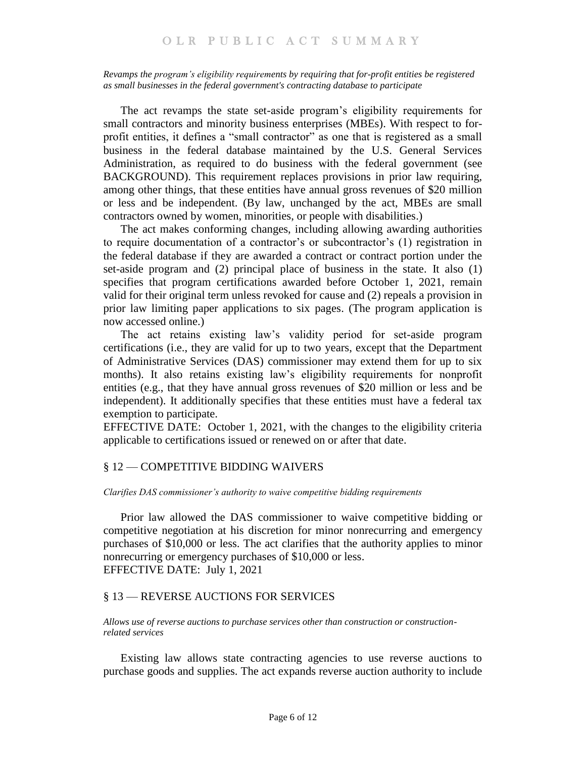*Revamps the program's eligibility requirements by requiring that for-profit entities be registered as small businesses in the federal government's contracting database to participate*

The act revamps the state set-aside program's eligibility requirements for small contractors and minority business enterprises (MBEs). With respect to for-profit entities, it defines a "small contractor" as one that is registered as a small business in the federal database maintained by the U.S. General Services Administration, as required to do business with the federal government (see BACKGROUND). This requirement replaces provisions in prior law requiring, among other things, that these entities have annual gross revenues of $20 million or less and be independent. (By law, unchanged by the act, MBEs are small contractors owned by women, minorities, or people with disabilities.)

The act makes conforming changes, including allowing awarding authorities to require documentation of a contractor's or subcontractor's (1) registration in the federal database if they are awarded a contract or contract portion under the set-aside program and (2) principal place of business in the state. It also (1) specifies that program certifications awarded before October 1, 2021, remain valid for their original term unless revoked for cause and (2) repeals a provision in prior law limiting paper applications to six pages. (The program application is now accessed online.)

The act retains existing law's validity period for set-aside program certifications (i.e., they are valid for up to two years, except that the Department of Administrative Services (DAS) commissioner may extend them for up to six months). It also retains existing law's eligibility requirements for nonprofit entities (e.g., that they have annual gross revenues of $20 million or less and be independent). It additionally specifies that these entities must have a federal tax exemption to participate.

EFFECTIVE DATE: October 1, 2021, with the changes to the eligibility criteria applicable to certifications issued or renewed on or after that date.

## § 12 — COMPETITIVE BIDDING WAIVERS

*Clarifies DAS commissioner's authority to waive competitive bidding requirements*

Prior law allowed the DAS commissioner to waive competitive bidding or competitive negotiation at his discretion for minor nonrecurring and emergency purchases of $10,000 or less. The act clarifies that the authority applies to minor nonrecurring or emergency purchases of $10,000 or less.

EFFECTIVE DATE: July 1, 2021

## § 13 — REVERSE AUCTIONS FOR SERVICES

*Allows use of reverse auctions to purchase services other than construction or construction-related services*

Existing law allows state contracting agencies to use reverse auctions to purchase goods and supplies. The act expands reverse auction authority to include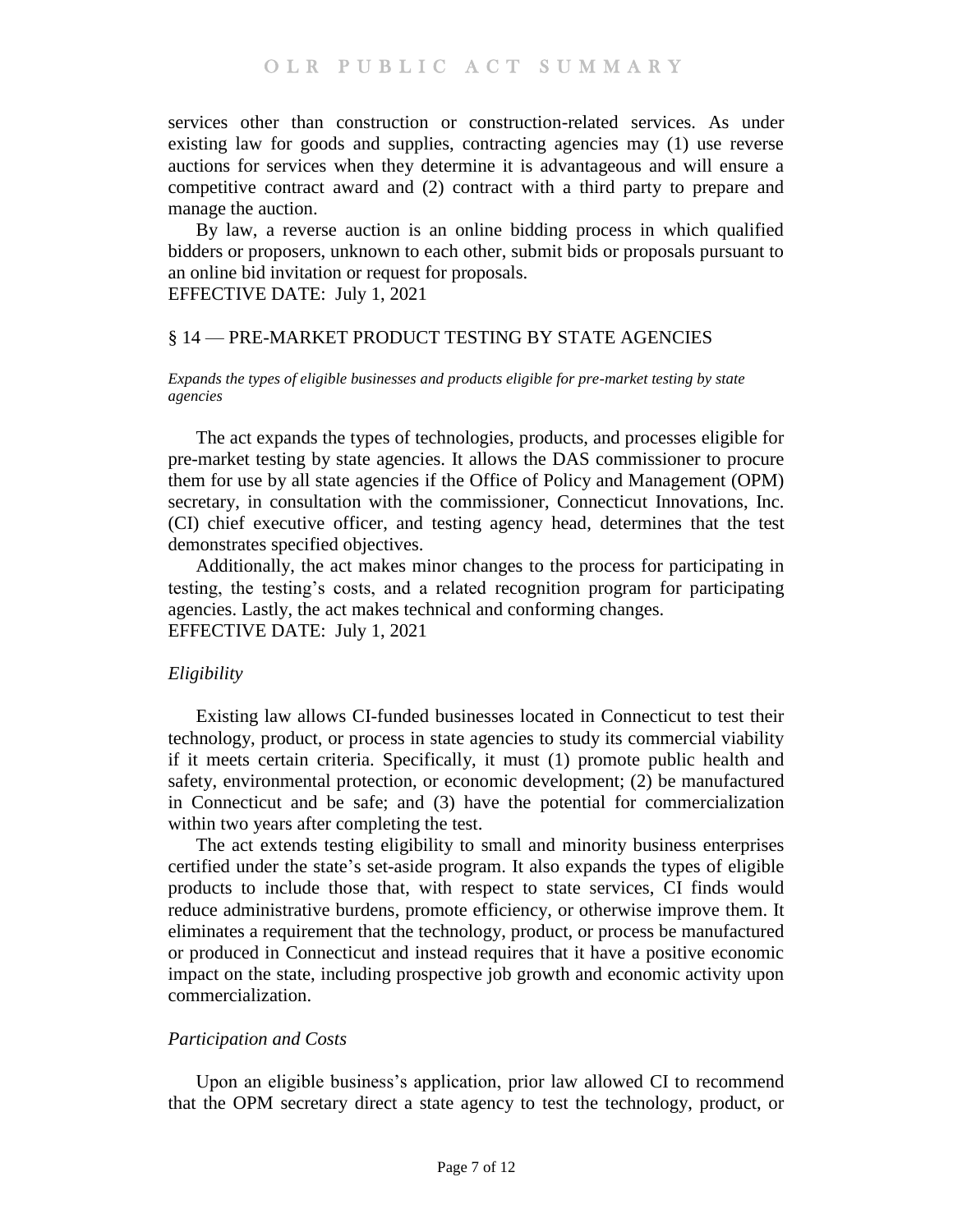services other than construction or construction-related services. As under existing law for goods and supplies, contracting agencies may (1) use reverse auctions for services when they determine it is advantageous and will ensure a competitive contract award and (2) contract with a third party to prepare and manage the auction.

By law, a reverse auction is an online bidding process in which qualified bidders or proposers, unknown to each other, submit bids or proposals pursuant to an online bid invitation or request for proposals.

EFFECTIVE DATE: July 1, 2021

## § 14 — PRE-MARKET PRODUCT TESTING BY STATE AGENCIES

*Expands the types of eligible businesses and products eligible for pre-market testing by state agencies*

The act expands the types of technologies, products, and processes eligible for pre-market testing by state agencies. It allows the DAS commissioner to procure them for use by all state agencies if the Office of Policy and Management (OPM) secretary, in consultation with the commissioner, Connecticut Innovations, Inc. (CI) chief executive officer, and testing agency head, determines that the test demonstrates specified objectives.

Additionally, the act makes minor changes to the process for participating in testing, the testing's costs, and a related recognition program for participating agencies. Lastly, the act makes technical and conforming changes.

EFFECTIVE DATE: July 1, 2021

### *Eligibility*

Existing law allows CI-funded businesses located in Connecticut to test their technology, product, or process in state agencies to study its commercial viability if it meets certain criteria. Specifically, it must (1) promote public health and safety, environmental protection, or economic development; (2) be manufactured in Connecticut and be safe; and (3) have the potential for commercialization within two years after completing the test.

The act extends testing eligibility to small and minority business enterprises certified under the state's set-aside program. It also expands the types of eligible products to include those that, with respect to state services, CI finds would reduce administrative burdens, promote efficiency, or otherwise improve them. It eliminates a requirement that the technology, product, or process be manufactured or produced in Connecticut and instead requires that it have a positive economic impact on the state, including prospective job growth and economic activity upon commercialization.

### *Participation and Costs*

Upon an eligible business's application, prior law allowed CI to recommend that the OPM secretary direct a state agency to test the technology, product, or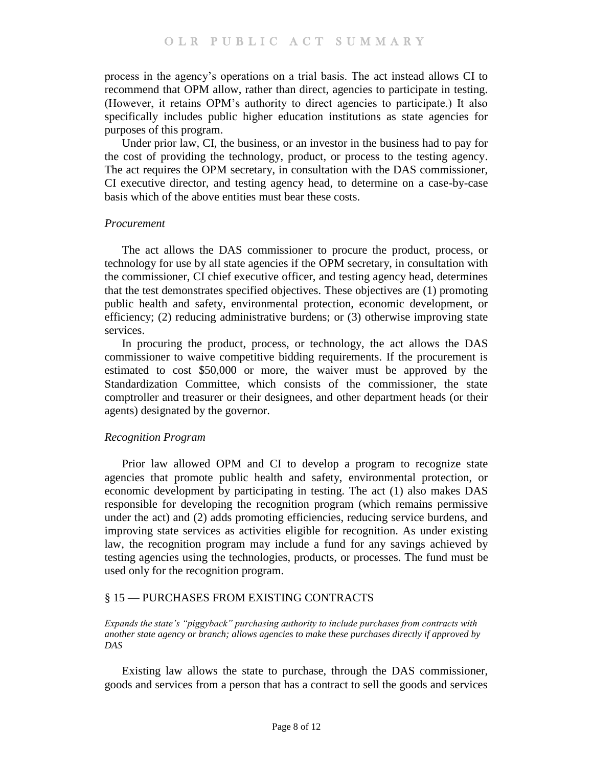process in the agency's operations on a trial basis. The act instead allows CI to recommend that OPM allow, rather than direct, agencies to participate in testing. (However, it retains OPM's authority to direct agencies to participate.) It also specifically includes public higher education institutions as state agencies for purposes of this program.

Under prior law, CI, the business, or an investor in the business had to pay for the cost of providing the technology, product, or process to the testing agency. The act requires the OPM secretary, in consultation with the DAS commissioner, CI executive director, and testing agency head, to determine on a case-by-case basis which of the above entities must bear these costs.

*Procurement*

The act allows the DAS commissioner to procure the product, process, or technology for use by all state agencies if the OPM secretary, in consultation with the commissioner, CI chief executive officer, and testing agency head, determines that the test demonstrates specified objectives. These objectives are (1) promoting public health and safety, environmental protection, economic development, or efficiency; (2) reducing administrative burdens; or (3) otherwise improving state services.

In procuring the product, process, or technology, the act allows the DAS commissioner to waive competitive bidding requirements. If the procurement is estimated to cost $50,000 or more, the waiver must be approved by the Standardization Committee, which consists of the commissioner, the state comptroller and treasurer or their designees, and other department heads (or their agents) designated by the governor.

*Recognition Program*

Prior law allowed OPM and CI to develop a program to recognize state agencies that promote public health and safety, environmental protection, or economic development by participating in testing. The act (1) also makes DAS responsible for developing the recognition program (which remains permissive under the act) and (2) adds promoting efficiencies, reducing service burdens, and improving state services as activities eligible for recognition. As under existing law, the recognition program may include a fund for any savings achieved by testing agencies using the technologies, products, or processes. The fund must be used only for the recognition program.

## § 15 — PURCHASES FROM EXISTING CONTRACTS

*Expands the state's "piggyback" purchasing authority to include purchases from contracts with another state agency or branch; allows agencies to make these purchases directly if approved by DAS*

Existing law allows the state to purchase, through the DAS commissioner, goods and services from a person that has a contract to sell the goods and services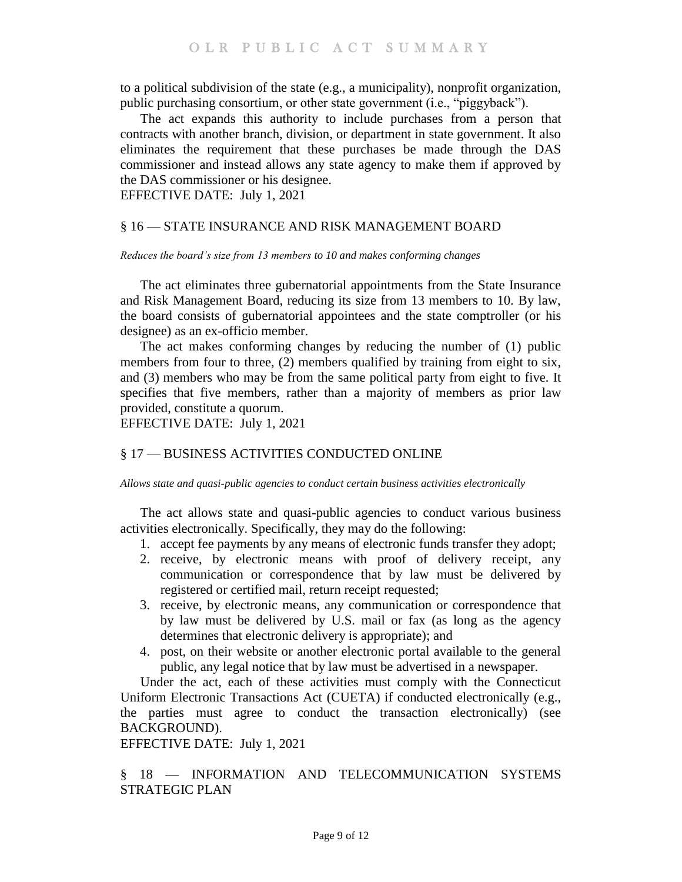to a political subdivision of the state (e.g., a municipality), nonprofit organization, public purchasing consortium, or other state government (i.e., "piggyback").

The act expands this authority to include purchases from a person that contracts with another branch, division, or department in state government. It also eliminates the requirement that these purchases be made through the DAS commissioner and instead allows any state agency to make them if approved by the DAS commissioner or his designee.

EFFECTIVE DATE: July 1, 2021

## § 16 — STATE INSURANCE AND RISK MANAGEMENT BOARD

*Reduces the board's size from 13 members to 10 and makes conforming changes*

The act eliminates three gubernatorial appointments from the State Insurance and Risk Management Board, reducing its size from 13 members to 10. By law, the board consists of gubernatorial appointees and the state comptroller (or his designee) as an ex-officio member.

The act makes conforming changes by reducing the number of (1) public members from four to three, (2) members qualified by training from eight to six, and (3) members who may be from the same political party from eight to five. It specifies that five members, rather than a majority of members as prior law provided, constitute a quorum.

EFFECTIVE DATE: July 1, 2021

## § 17 — BUSINESS ACTIVITIES CONDUCTED ONLINE

*Allows state and quasi-public agencies to conduct certain business activities electronically*

The act allows state and quasi-public agencies to conduct various business activities electronically. Specifically, they may do the following:

1. accept fee payments by any means of electronic funds transfer they adopt;
2. receive, by electronic means with proof of delivery receipt, any communication or correspondence that by law must be delivered by registered or certified mail, return receipt requested;
3. receive, by electronic means, any communication or correspondence that by law must be delivered by U.S. mail or fax (as long as the agency determines that electronic delivery is appropriate); and
4. post, on their website or another electronic portal available to the general public, any legal notice that by law must be advertised in a newspaper.

Under the act, each of these activities must comply with the Connecticut Uniform Electronic Transactions Act (CUETA) if conducted electronically (e.g., the parties must agree to conduct the transaction electronically) (see BACKGROUND).

EFFECTIVE DATE: July 1, 2021

## § 18 — INFORMATION AND TELECOMMUNICATION SYSTEMS STRATEGIC PLAN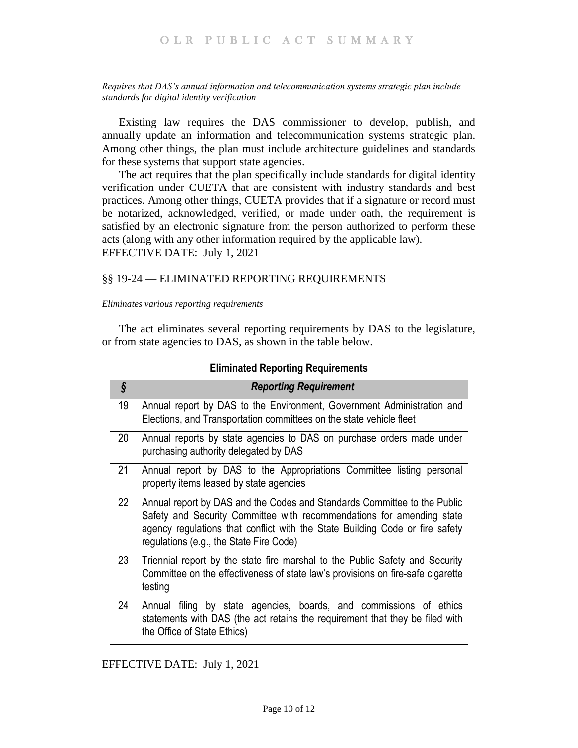*Requires that DAS's annual information and telecommunication systems strategic plan include standards for digital identity verification*

Existing law requires the DAS commissioner to develop, publish, and annually update an information and telecommunication systems strategic plan. Among other things, the plan must include architecture guidelines and standards for these systems that support state agencies.

The act requires that the plan specifically include standards for digital identity verification under CUETA that are consistent with industry standards and best practices. Among other things, CUETA provides that if a signature or record must be notarized, acknowledged, verified, or made under oath, the requirement is satisfied by an electronic signature from the person authorized to perform these acts (along with any other information required by the applicable law).

EFFECTIVE DATE: July 1, 2021

## §§ 19-24 — ELIMINATED REPORTING REQUIREMENTS

*Eliminates various reporting requirements*

The act eliminates several reporting requirements by DAS to the legislature, or from state agencies to DAS, as shown in the table below.

**Eliminated Reporting Requirements**

| *§* | *Reporting Requirement* |
|---|---|
| 19 | Annual report by DAS to the Environment, Government Administration and Elections, and Transportation committees on the state vehicle fleet |
| 20 | Annual reports by state agencies to DAS on purchase orders made under purchasing authority delegated by DAS |
| 21 | Annual report by DAS to the Appropriations Committee listing personal property items leased by state agencies |
| 22 | Annual report by DAS and the Codes and Standards Committee to the Public Safety and Security Committee with recommendations for amending state agency regulations that conflict with the State Building Code or fire safety regulations (e.g., the State Fire Code) |
| 23 | Triennial report by the state fire marshal to the Public Safety and Security Committee on the effectiveness of state law's provisions on fire-safe cigarette testing |
| 24 | Annual filing by state agencies, boards, and commissions of ethics statements with DAS (the act retains the requirement that they be filed with the Office of State Ethics) |

EFFECTIVE DATE: July 1, 2021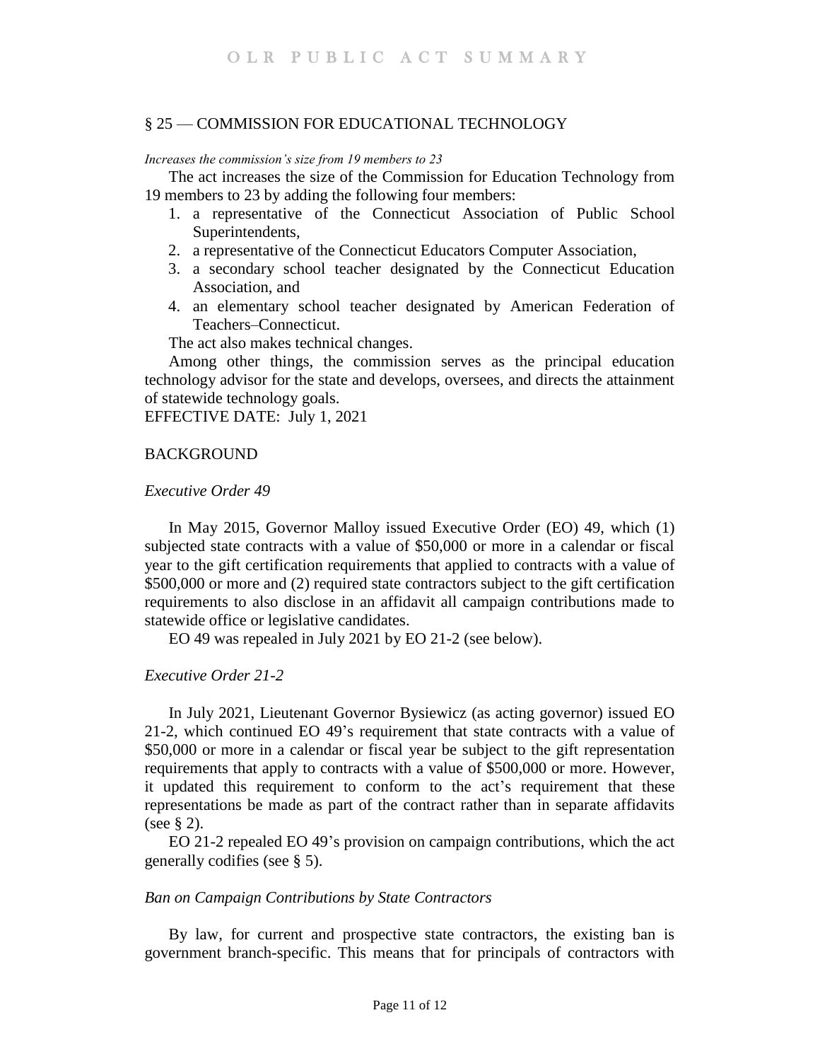## § 25 — COMMISSION FOR EDUCATIONAL TECHNOLOGY

*Increases the commission's size from 19 members to 23*

The act increases the size of the Commission for Education Technology from 19 members to 23 by adding the following four members:

1. a representative of the Connecticut Association of Public School Superintendents,
2. a representative of the Connecticut Educators Computer Association,
3. a secondary school teacher designated by the Connecticut Education Association, and
4. an elementary school teacher designated by American Federation of Teachers–Connecticut.

The act also makes technical changes.

Among other things, the commission serves as the principal education technology advisor for the state and develops, oversees, and directs the attainment of statewide technology goals.

EFFECTIVE DATE: July 1, 2021

## BACKGROUND

*Executive Order 49*

In May 2015, Governor Malloy issued Executive Order (EO) 49, which (1) subjected state contracts with a value of $50,000 or more in a calendar or fiscal year to the gift certification requirements that applied to contracts with a value of $500,000 or more and (2) required state contractors subject to the gift certification requirements to also disclose in an affidavit all campaign contributions made to statewide office or legislative candidates.

EO 49 was repealed in July 2021 by EO 21-2 (see below).

*Executive Order 21-2*

In July 2021, Lieutenant Governor Bysiewicz (as acting governor) issued EO 21-2, which continued EO 49's requirement that state contracts with a value of $50,000 or more in a calendar or fiscal year be subject to the gift representation requirements that apply to contracts with a value of $500,000 or more. However, it updated this requirement to conform to the act's requirement that these representations be made as part of the contract rather than in separate affidavits (see § 2).

EO 21-2 repealed EO 49's provision on campaign contributions, which the act generally codifies (see § 5).

*Ban on Campaign Contributions by State Contractors*

By law, for current and prospective state contractors, the existing ban is government branch-specific. This means that for principals of contractors with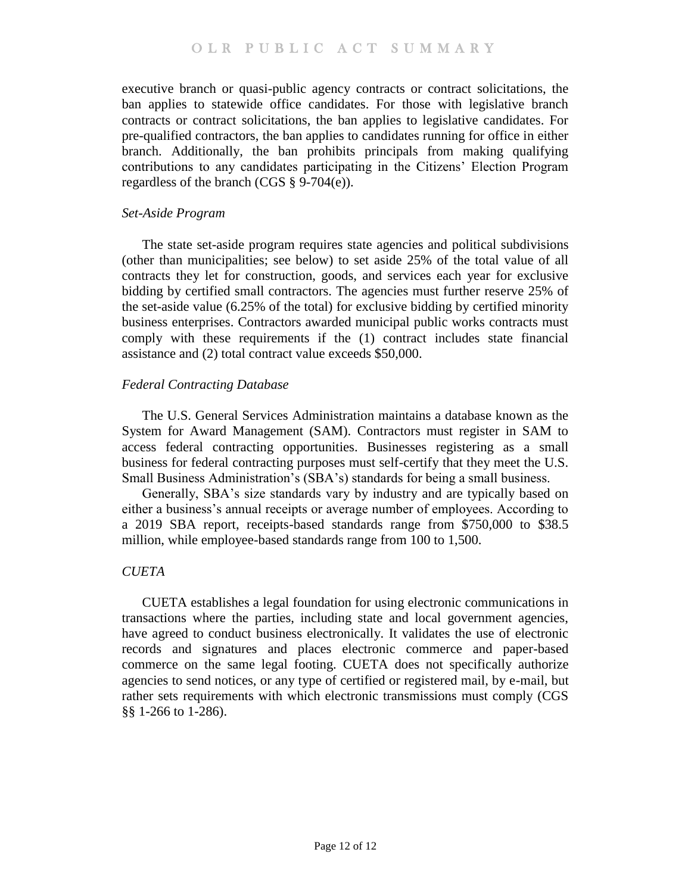executive branch or quasi-public agency contracts or contract solicitations, the ban applies to statewide office candidates. For those with legislative branch contracts or contract solicitations, the ban applies to legislative candidates. For pre-qualified contractors, the ban applies to candidates running for office in either branch. Additionally, the ban prohibits principals from making qualifying contributions to any candidates participating in the Citizens' Election Program regardless of the branch (CGS § 9-704(e)).

*Set-Aside Program*

The state set-aside program requires state agencies and political subdivisions (other than municipalities; see below) to set aside 25% of the total value of all contracts they let for construction, goods, and services each year for exclusive bidding by certified small contractors. The agencies must further reserve 25% of the set-aside value (6.25% of the total) for exclusive bidding by certified minority business enterprises. Contractors awarded municipal public works contracts must comply with these requirements if the (1) contract includes state financial assistance and (2) total contract value exceeds $50,000.

*Federal Contracting Database*

The U.S. General Services Administration maintains a database known as the System for Award Management (SAM). Contractors must register in SAM to access federal contracting opportunities. Businesses registering as a small business for federal contracting purposes must self-certify that they meet the U.S. Small Business Administration's (SBA's) standards for being a small business.

Generally, SBA's size standards vary by industry and are typically based on either a business's annual receipts or average number of employees. According to a 2019 SBA report, receipts-based standards range from $750,000 to $38.5 million, while employee-based standards range from 100 to 1,500.

*CUETA*

CUETA establishes a legal foundation for using electronic communications in transactions where the parties, including state and local government agencies, have agreed to conduct business electronically. It validates the use of electronic records and signatures and places electronic commerce and paper-based commerce on the same legal footing. CUETA does not specifically authorize agencies to send notices, or any type of certified or registered mail, by e-mail, but rather sets requirements with which electronic transmissions must comply (CGS §§ 1-266 to 1-286).